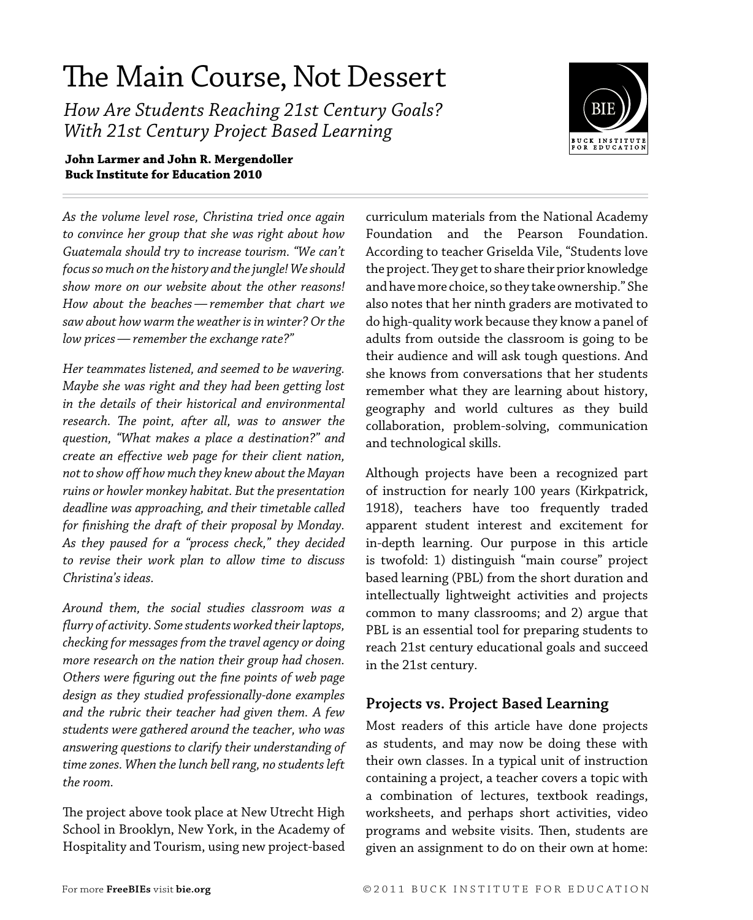# The Main Course, Not Dessert

*How Are Students Reaching 21st Century Goals? With 21st Century Project Based Learning*

**John Larmer and John R. Mergendoller**
**Buck Institute for Education 2010**

*As the volume level rose, Christina tried once again to convince her group that she was right about how Guatemala should try to increase tourism. "We can't focus so much on the history and the jungle! We should show more on our website about the other reasons! How about the beaches — remember that chart we saw about how warm the weather is in winter? Or the low prices — remember the exchange rate?"*

*Her teammates listened, and seemed to be wavering. Maybe she was right and they had been getting lost in the details of their historical and environmental research. The point, after all, was to answer the question, "What makes a place a destination?" and create an effective web page for their client nation, not to show off how much they knew about the Mayan ruins or howler monkey habitat. But the presentation deadline was approaching, and their timetable called for finishing the draft of their proposal by Monday. As they paused for a "process check," they decided to revise their work plan to allow time to discuss Christina's ideas.*

*Around them, the social studies classroom was a flurry of activity. Some students worked their laptops, checking for messages from the travel agency or doing more research on the nation their group had chosen. Others were figuring out the fine points of web page design as they studied professionally-done examples and the rubric their teacher had given them. A few students were gathered around the teacher, who was answering questions to clarify their understanding of time zones. When the lunch bell rang, no students left the room.*

The project above took place at New Utrecht High School in Brooklyn, New York, in the Academy of Hospitality and Tourism, using new project-based curriculum materials from the National Academy Foundation and the Pearson Foundation. According to teacher Griselda Vile, "Students love the project. They get to share their prior knowledge and have more choice, so they take ownership." She also notes that her ninth graders are motivated to do high-quality work because they know a panel of adults from outside the classroom is going to be their audience and will ask tough questions. And she knows from conversations that her students remember what they are learning about history, geography and world cultures as they build collaboration, problem-solving, communication and technological skills.

Although projects have been a recognized part of instruction for nearly 100 years (Kirkpatrick, 1918), teachers have too frequently traded apparent student interest and excitement for in-depth learning. Our purpose in this article is twofold: 1) distinguish "main course" project based learning (PBL) from the short duration and intellectually lightweight activities and projects common to many classrooms; and 2) argue that PBL is an essential tool for preparing students to reach 21st century educational goals and succeed in the 21st century.

## Projects vs. Project Based Learning

Most readers of this article have done projects as students, and may now be doing these with their own classes. In a typical unit of instruction containing a project, a teacher covers a topic with a combination of lectures, textbook readings, worksheets, and perhaps short activities, video programs and website visits. Then, students are given an assignment to do on their own at home: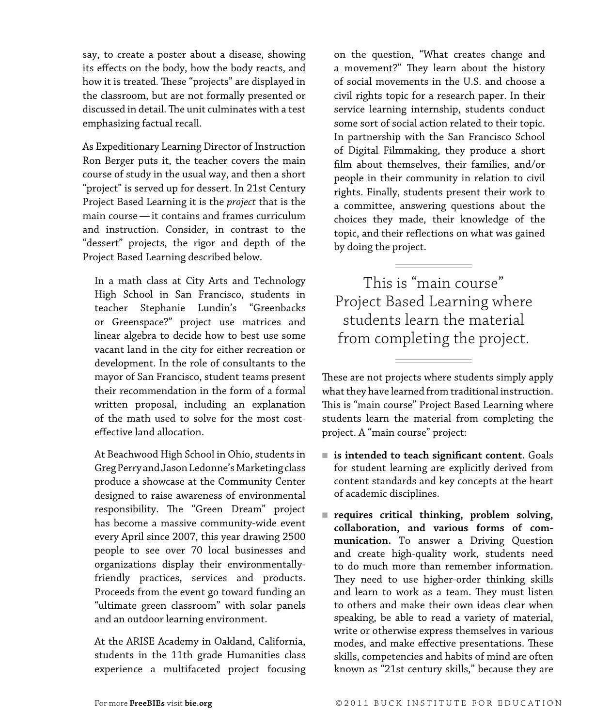say, to create a poster about a disease, showing its effects on the body, how the body reacts, and how it is treated. These "projects" are displayed in the classroom, but are not formally presented or discussed in detail. The unit culminates with a test emphasizing factual recall.

As Expeditionary Learning Director of Instruction Ron Berger puts it, the teacher covers the main course of study in the usual way, and then a short "project" is served up for dessert. In 21st Century Project Based Learning it is the *project* that is the main course — it contains and frames curriculum and instruction. Consider, in contrast to the "dessert" projects, the rigor and depth of the Project Based Learning described below.

> In a math class at City Arts and Technology High School in San Francisco, students in teacher Stephanie Lundin's "Greenbacks or Greenspace?" project use matrices and linear algebra to decide how to best use some vacant land in the city for either recreation or development. In the role of consultants to the mayor of San Francisco, student teams present their recommendation in the form of a formal written proposal, including an explanation of the math used to solve for the most cost-effective land allocation.
>
> At Beachwood High School in Ohio, students in Greg Perry and Jason Ledonne's Marketing class produce a showcase at the Community Center designed to raise awareness of environmental responsibility. The "Green Dream" project has become a massive community-wide event every April since 2007, this year drawing 2500 people to see over 70 local businesses and organizations display their environmentally-friendly practices, services and products. Proceeds from the event go toward funding an "ultimate green classroom" with solar panels and an outdoor learning environment.
>
> At the ARISE Academy in Oakland, California, students in the 11th grade Humanities class experience a multifaceted project focusing on the question, "What creates change and a movement?" They learn about the history of social movements in the U.S. and choose a civil rights topic for a research paper. In their service learning internship, students conduct some sort of social action related to their topic. In partnership with the San Francisco School of Digital Filmmaking, they produce a short film about themselves, their families, and/or people in their community in relation to civil rights. Finally, students present their work to a committee, answering questions about the choices they made, their knowledge of the topic, and their reflections on what was gained by doing the project.

> This is "main course" Project Based Learning where students learn the material from completing the project.

These are not projects where students simply apply what they have learned from traditional instruction. This is "main course" Project Based Learning where students learn the material from completing the project. A "main course" project:

- **is intended to teach significant content.** Goals for student learning are explicitly derived from content standards and key concepts at the heart of academic disciplines.
- **requires critical thinking, problem solving, collaboration, and various forms of communication.** To answer a Driving Question and create high-quality work, students need to do much more than remember information. They need to use higher-order thinking skills and learn to work as a team. They must listen to others and make their own ideas clear when speaking, be able to read a variety of material, write or otherwise express themselves in various modes, and make effective presentations. These skills, competencies and habits of mind are often known as "21st century skills," because they are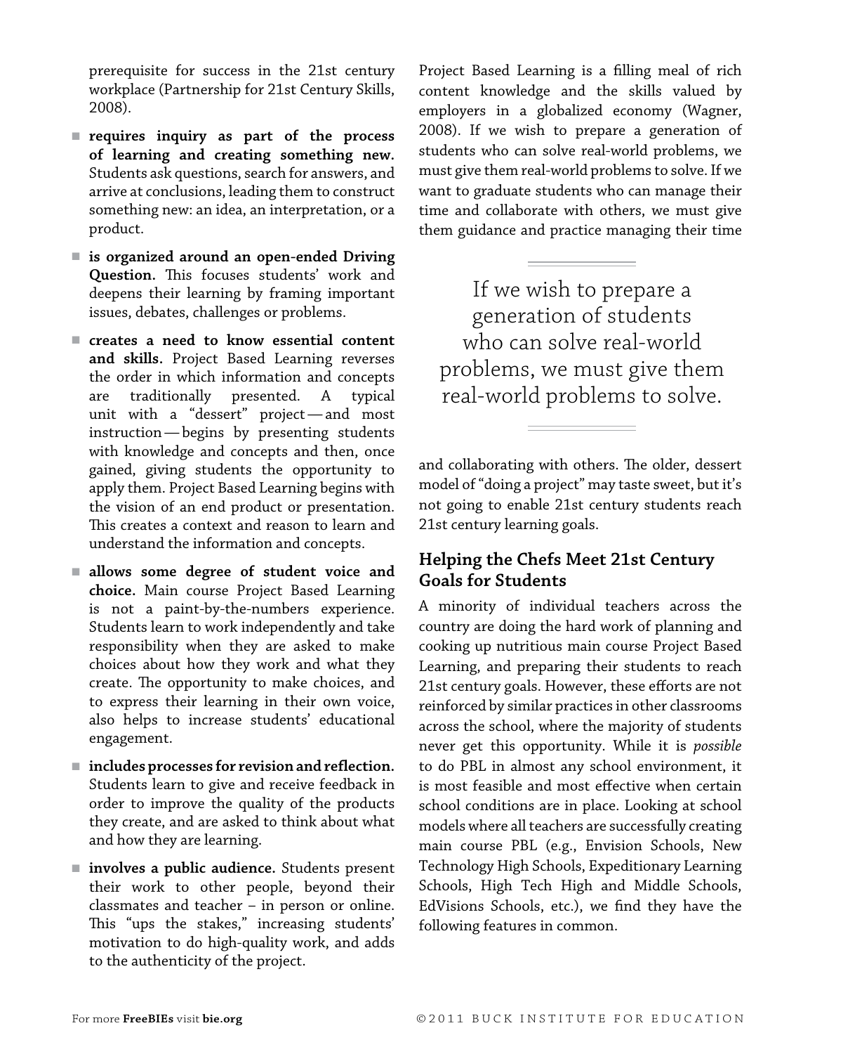prerequisite for success in the 21st century workplace (Partnership for 21st Century Skills, 2008).

- **requires inquiry as part of the process of learning and creating something new.** Students ask questions, search for answers, and arrive at conclusions, leading them to construct something new: an idea, an interpretation, or a product.
- **is organized around an open-ended Driving Question.** This focuses students' work and deepens their learning by framing important issues, debates, challenges or problems.
- **creates a need to know essential content and skills.** Project Based Learning reverses the order in which information and concepts are traditionally presented. A typical unit with a "dessert" project — and most instruction — begins by presenting students with knowledge and concepts and then, once gained, giving students the opportunity to apply them. Project Based Learning begins with the vision of an end product or presentation. This creates a context and reason to learn and understand the information and concepts.
- **allows some degree of student voice and choice.** Main course Project Based Learning is not a paint-by-the-numbers experience. Students learn to work independently and take responsibility when they are asked to make choices about how they work and what they create. The opportunity to make choices, and to express their learning in their own voice, also helps to increase students' educational engagement.
- **includes processes for revision and reflection.** Students learn to give and receive feedback in order to improve the quality of the products they create, and are asked to think about what and how they are learning.
- **involves a public audience.** Students present their work to other people, beyond their classmates and teacher – in person or online. This "ups the stakes," increasing students' motivation to do high-quality work, and adds to the authenticity of the project.

Project Based Learning is a filling meal of rich content knowledge and the skills valued by employers in a globalized economy (Wagner, 2008). If we wish to prepare a generation of students who can solve real-world problems, we must give them real-world problems to solve. If we want to graduate students who can manage their time and collaborate with others, we must give them guidance and practice managing their time and collaborating with others. The older, dessert model of "doing a project" may taste sweet, but it's not going to enable 21st century students reach 21st century learning goals.

> If we wish to prepare a generation of students who can solve real-world problems, we must give them real-world problems to solve.

## Helping the Chefs Meet 21st Century Goals for Students

A minority of individual teachers across the country are doing the hard work of planning and cooking up nutritious main course Project Based Learning, and preparing their students to reach 21st century goals. However, these efforts are not reinforced by similar practices in other classrooms across the school, where the majority of students never get this opportunity. While it is *possible* to do PBL in almost any school environment, it is most feasible and most effective when certain school conditions are in place. Looking at school models where all teachers are successfully creating main course PBL (e.g., Envision Schools, New Technology High Schools, Expeditionary Learning Schools, High Tech High and Middle Schools, EdVisions Schools, etc.), we find they have the following features in common.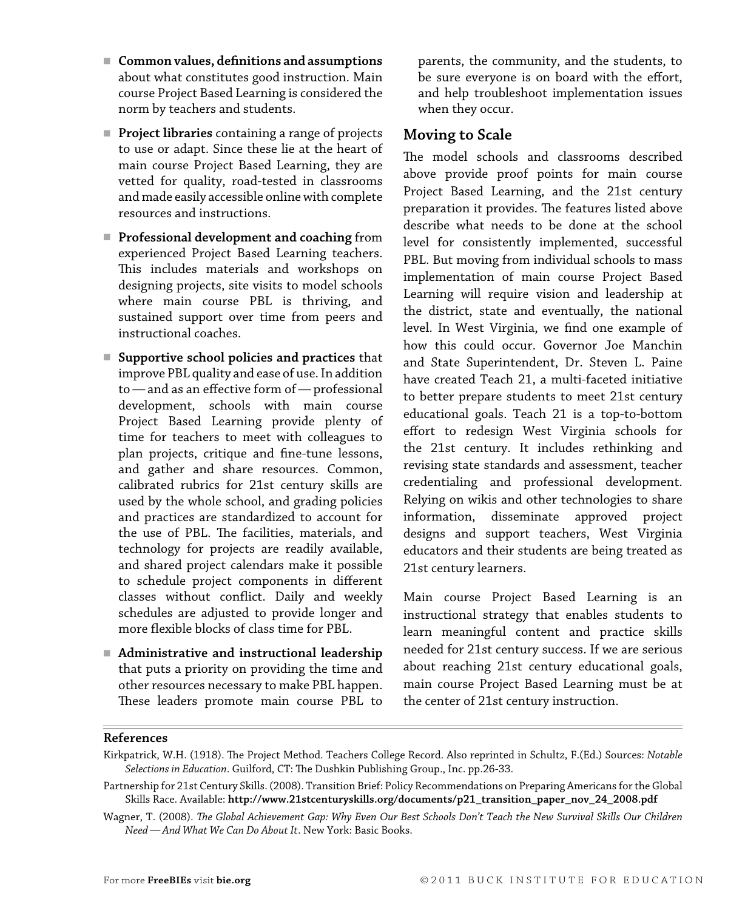- **Common values, definitions and assumptions** about what constitutes good instruction. Main course Project Based Learning is considered the norm by teachers and students.
- **Project libraries** containing a range of projects to use or adapt. Since these lie at the heart of main course Project Based Learning, they are vetted for quality, road-tested in classrooms and made easily accessible online with complete resources and instructions.
- **Professional development and coaching** from experienced Project Based Learning teachers. This includes materials and workshops on designing projects, site visits to model schools where main course PBL is thriving, and sustained support over time from peers and instructional coaches.
- **Supportive school policies and practices** that improve PBL quality and ease of use. In addition to — and as an effective form of — professional development, schools with main course Project Based Learning provide plenty of time for teachers to meet with colleagues to plan projects, critique and fine-tune lessons, and gather and share resources. Common, calibrated rubrics for 21st century skills are used by the whole school, and grading policies and practices are standardized to account for the use of PBL. The facilities, materials, and technology for projects are readily available, and shared project calendars make it possible to schedule project components in different classes without conflict. Daily and weekly schedules are adjusted to provide longer and more flexible blocks of class time for PBL.
- **Administrative and instructional leadership** that puts a priority on providing the time and other resources necessary to make PBL happen. These leaders promote main course PBL to parents, the community, and the students, to be sure everyone is on board with the effort, and help troubleshoot implementation issues when they occur.

## Moving to Scale

The model schools and classrooms described above provide proof points for main course Project Based Learning, and the 21st century preparation it provides. The features listed above describe what needs to be done at the school level for consistently implemented, successful PBL. But moving from individual schools to mass implementation of main course Project Based Learning will require vision and leadership at the district, state and eventually, the national level. In West Virginia, we find one example of how this could occur. Governor Joe Manchin and State Superintendent, Dr. Steven L. Paine have created Teach 21, a multi-faceted initiative to better prepare students to meet 21st century educational goals. Teach 21 is a top-to-bottom effort to redesign West Virginia schools for the 21st century. It includes rethinking and revising state standards and assessment, teacher credentialing and professional development. Relying on wikis and other technologies to share information, disseminate approved project designs and support teachers, West Virginia educators and their students are being treated as 21st century learners.

Main course Project Based Learning is an instructional strategy that enables students to learn meaningful content and practice skills needed for 21st century success. If we are serious about reaching 21st century educational goals, main course Project Based Learning must be at the center of 21st century instruction.

### References

Kirkpatrick, W.H. (1918). The Project Method. Teachers College Record. Also reprinted in Schultz, F.(Ed.) Sources: *Notable Selections in Education*. Guilford, CT: The Dushkin Publishing Group., Inc. pp.26-33.

Partnership for 21st Century Skills. (2008). Transition Brief: Policy Recommendations on Preparing Americans for the Global Skills Race. Available: **http://www.21stcenturyskills.org/documents/p21_transition_paper_nov_24_2008.pdf**

Wagner, T. (2008). *The Global Achievement Gap: Why Even Our Best Schools Don't Teach the New Survival Skills Our Children Need — And What We Can Do About It*. New York: Basic Books.

For more **FreeBIEs** visit **bie.org**

©2011 BUCK INSTITUTE FOR EDUCATION